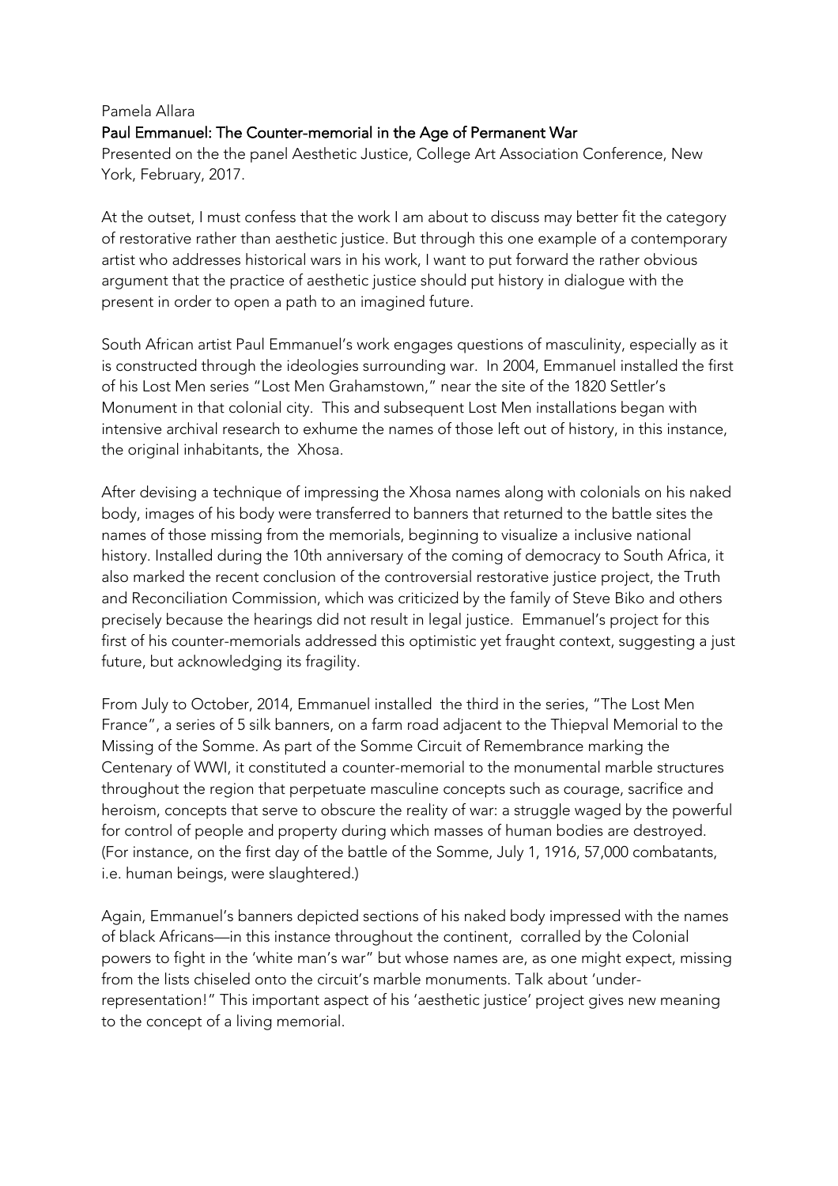Pamela Allara

## Paul Emmanuel: The Counter-memorial in the Age of Permanent War

Presented on the the panel Aesthetic Justice, College Art Association Conference, New York, February, 2017.

At the outset, I must confess that the work I am about to discuss may better fit the category of restorative rather than aesthetic justice. But through this one example of a contemporary artist who addresses historical wars in his work, I want to put forward the rather obvious argument that the practice of aesthetic justice should put history in dialogue with the present in order to open a path to an imagined future.

South African artist Paul Emmanuel's work engages questions of masculinity, especially as it is constructed through the ideologies surrounding war. In 2004, Emmanuel installed the first of his Lost Men series "Lost Men Grahamstown," near the site of the 1820 Settler's Monument in that colonial city. This and subsequent Lost Men installations began with intensive archival research to exhume the names of those left out of history, in this instance, the original inhabitants, the Xhosa.

After devising a technique of impressing the Xhosa names along with colonials on his naked body, images of his body were transferred to banners that returned to the battle sites the names of those missing from the memorials, beginning to visualize a inclusive national history. Installed during the 10th anniversary of the coming of democracy to South Africa, it also marked the recent conclusion of the controversial restorative justice project, the Truth and Reconciliation Commission, which was criticized by the family of Steve Biko and others precisely because the hearings did not result in legal justice. Emmanuel's project for this first of his counter-memorials addressed this optimistic yet fraught context, suggesting a just future, but acknowledging its fragility.

From July to October, 2014, Emmanuel installed the third in the series, "The Lost Men France", a series of 5 silk banners, on a farm road adjacent to the Thiepval Memorial to the Missing of the Somme. As part of the Somme Circuit of Remembrance marking the Centenary of WWI, it constituted a counter-memorial to the monumental marble structures throughout the region that perpetuate masculine concepts such as courage, sacrifice and heroism, concepts that serve to obscure the reality of war: a struggle waged by the powerful for control of people and property during which masses of human bodies are destroyed. (For instance, on the first day of the battle of the Somme, July 1, 1916, 57,000 combatants, i.e. human beings, were slaughtered.)

Again, Emmanuel's banners depicted sections of his naked body impressed with the names of black Africans—in this instance throughout the continent, corralled by the Colonial powers to fight in the 'white man's war" but whose names are, as one might expect, missing from the lists chiseled onto the circuit's marble monuments. Talk about 'under-representation!" This important aspect of his 'aesthetic justice' project gives new meaning to the concept of a living memorial.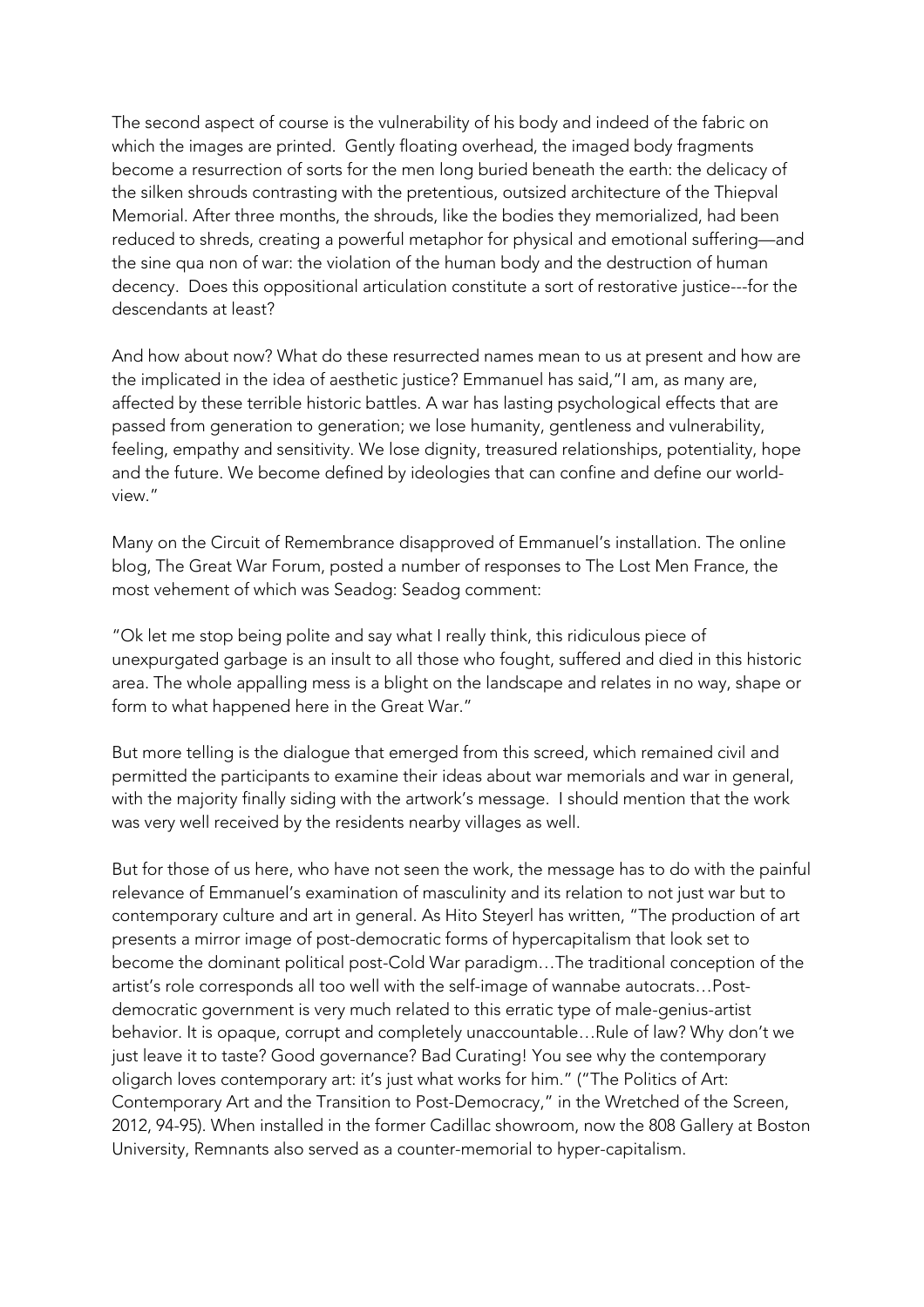The second aspect of course is the vulnerability of his body and indeed of the fabric on which the images are printed. Gently floating overhead, the imaged body fragments become a resurrection of sorts for the men long buried beneath the earth: the delicacy of the silken shrouds contrasting with the pretentious, outsized architecture of the Thiepval Memorial. After three months, the shrouds, like the bodies they memorialized, had been reduced to shreds, creating a powerful metaphor for physical and emotional suffering—and the sine qua non of war: the violation of the human body and the destruction of human decency. Does this oppositional articulation constitute a sort of restorative justice---for the descendants at least?

And how about now? What do these resurrected names mean to us at present and how are the implicated in the idea of aesthetic justice? Emmanuel has said,"I am, as many are, affected by these terrible historic battles. A war has lasting psychological effects that are passed from generation to generation; we lose humanity, gentleness and vulnerability, feeling, empathy and sensitivity. We lose dignity, treasured relationships, potentiality, hope and the future. We become defined by ideologies that can confine and define our world-view."

Many on the Circuit of Remembrance disapproved of Emmanuel's installation. The online blog, The Great War Forum, posted a number of responses to The Lost Men France, the most vehement of which was Seadog: Seadog comment:

"Ok let me stop being polite and say what I really think, this ridiculous piece of unexpurgated garbage is an insult to all those who fought, suffered and died in this historic area. The whole appalling mess is a blight on the landscape and relates in no way, shape or form to what happened here in the Great War."

But more telling is the dialogue that emerged from this screed, which remained civil and permitted the participants to examine their ideas about war memorials and war in general, with the majority finally siding with the artwork's message. I should mention that the work was very well received by the residents nearby villages as well.

But for those of us here, who have not seen the work, the message has to do with the painful relevance of Emmanuel's examination of masculinity and its relation to not just war but to contemporary culture and art in general. As Hito Steyerl has written, "The production of art presents a mirror image of post-democratic forms of hypercapitalism that look set to become the dominant political post-Cold War paradigm…The traditional conception of the artist's role corresponds all too well with the self-image of wannabe autocrats…Post-democratic government is very much related to this erratic type of male-genius-artist behavior. It is opaque, corrupt and completely unaccountable…Rule of law? Why don't we just leave it to taste? Good governance? Bad Curating! You see why the contemporary oligarch loves contemporary art: it's just what works for him." ("The Politics of Art: Contemporary Art and the Transition to Post-Democracy," in the Wretched of the Screen, 2012, 94-95). When installed in the former Cadillac showroom, now the 808 Gallery at Boston University, Remnants also served as a counter-memorial to hyper-capitalism.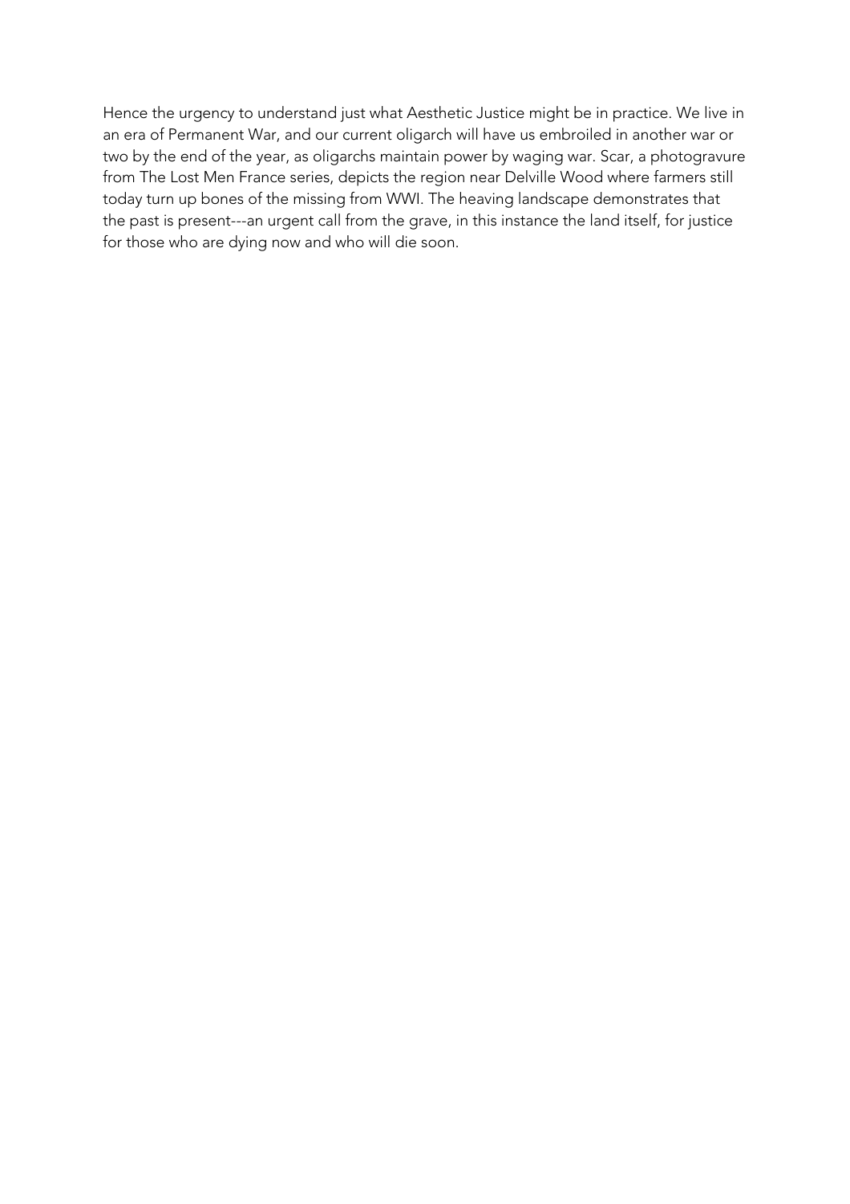Hence the urgency to understand just what Aesthetic Justice might be in practice. We live in an era of Permanent War, and our current oligarch will have us embroiled in another war or two by the end of the year, as oligarchs maintain power by waging war. Scar, a photogravure from The Lost Men France series, depicts the region near Delville Wood where farmers still today turn up bones of the missing from WWI. The heaving landscape demonstrates that the past is present---an urgent call from the grave, in this instance the land itself, for justice for those who are dying now and who will die soon.